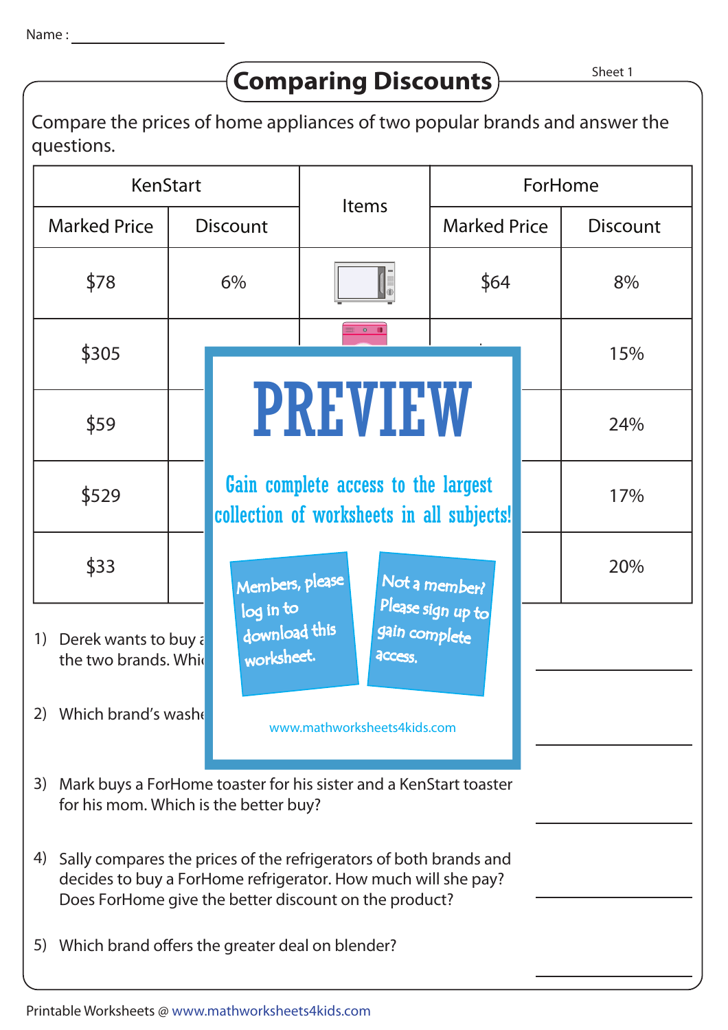Name : ____________________

# Comparing Discounts

Sheet 1

Compare the prices of home appliances of two popular brands and answer the questions.

| KenStart | | Items | ForHome | |
|---|---|---|---|---|
| Marked Price | Discount | | Marked Price | Discount |
| $78 | 6% | | $64 | 8% |
| $305 | | | | 15% |
| $59 | | | | 24% |
| $529 | | | | 17% |
| $33 | | | | 20% |

PREVIEW

Gain complete access to the largest collection of worksheets in all subjects!

Members, please log in to download this worksheet.

Not a member? Please sign up to gain complete access.

www.mathworksheets4kids.com

1) Derek wants to buy a ... the two brands. Whi... ____________________

2) Which brand's washe... ____________________

3) Mark buys a ForHome toaster for his sister and a KenStart toaster for his mom. Which is the better buy? ____________________

4) Sally compares the prices of the refrigerators of both brands and decides to buy a ForHome refrigerator. How much will she pay? Does ForHome give the better discount on the product? ____________________

5) Which brand offers the greater deal on blender? ____________________

Printable Worksheets @ www.mathworksheets4kids.com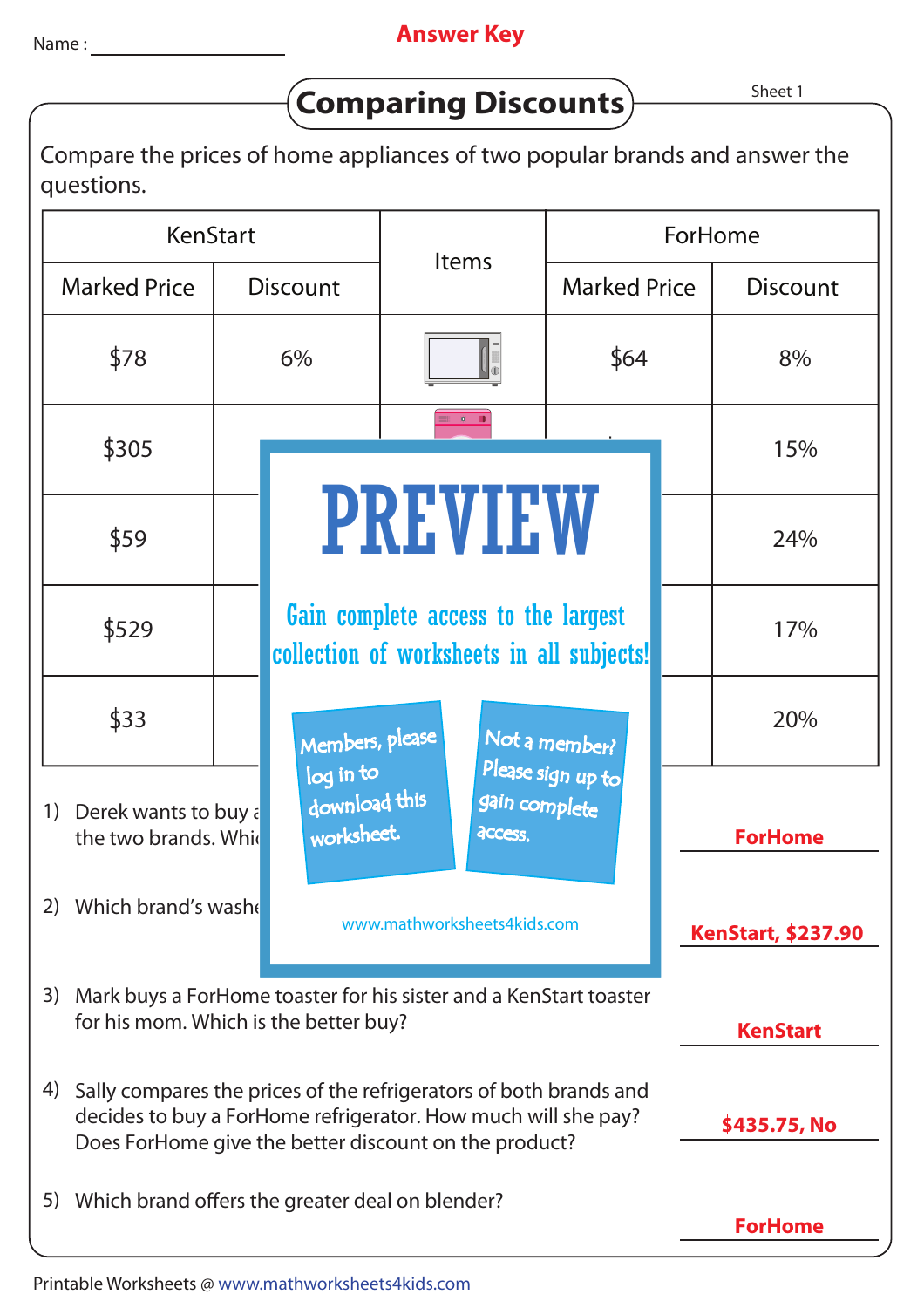Name : ____________

**Answer Key**

# Comparing Discounts

Sheet 1

Compare the prices of home appliances of two popular brands and answer the questions.

| KenStart | | Items | ForHome | |
|---|---|---|---|---|
| Marked Price | Discount | | Marked Price | Discount |
| $78 | 6% | | $64 | 8% |
| $305 | | | | 15% |
| $59 | | | | 24% |
| $529 | | | | 17% |
| $33 | | | | 20% |

PREVIEW

Gain complete access to the largest collection of worksheets in all subjects!

Members, please log in to download this worksheet.

Not a member? Please sign up to gain complete access.

www.mathworksheets4kids.com

1) Derek wants to buy a ... the two brands. Whi... **ForHome**

2) Which brand's washe... **KenStart, $237.90**

3) Mark buys a ForHome toaster for his sister and a KenStart toaster for his mom. Which is the better buy? **KenStart**

4) Sally compares the prices of the refrigerators of both brands and decides to buy a ForHome refrigerator. How much will she pay? Does ForHome give the better discount on the product? **$435.75, No**

5) Which brand offers the greater deal on blender? **ForHome**